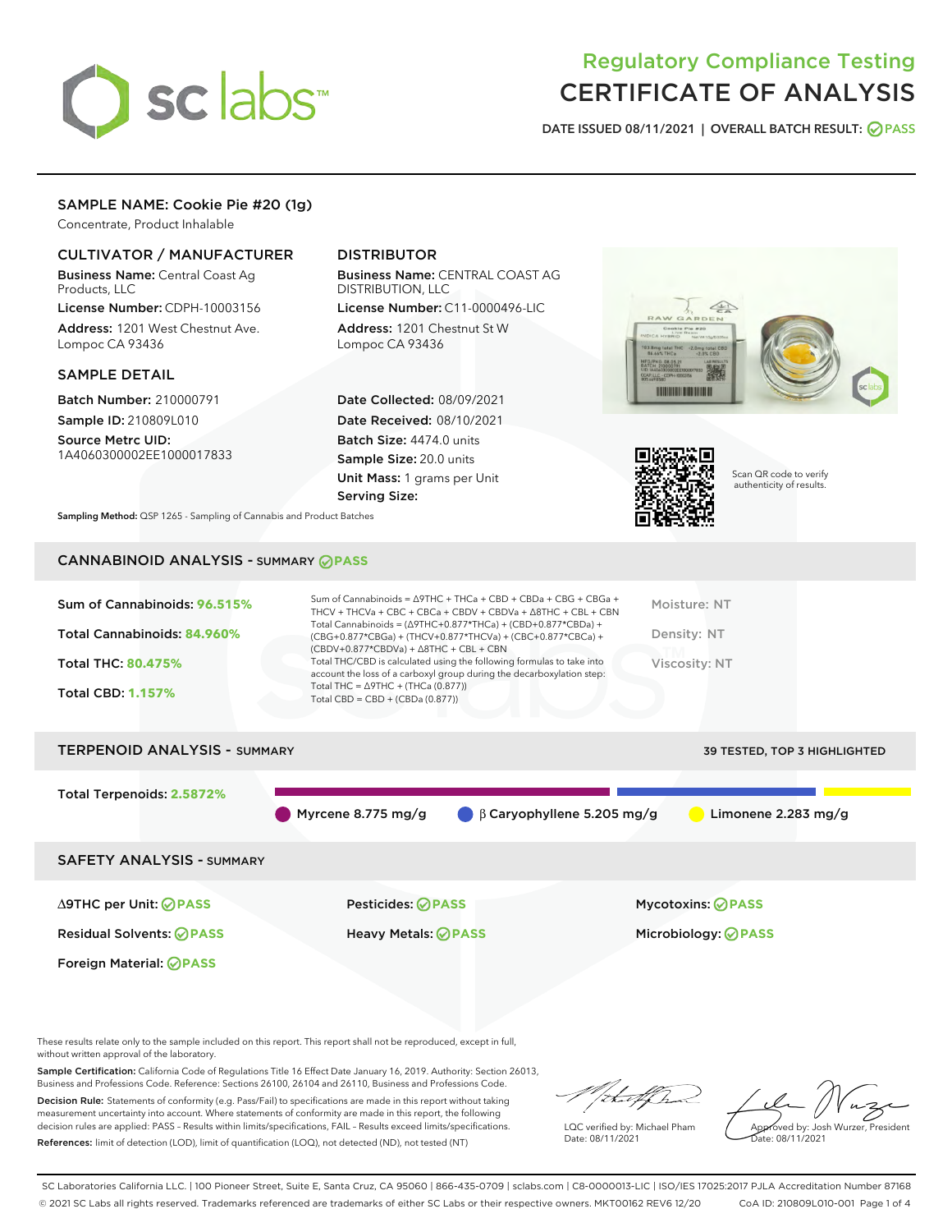# Regulatory Compliance Testing
# CERTIFICATE OF ANALYSIS

DATE ISSUED 08/11/2021 | OVERALL BATCH RESULT: PASS

## SAMPLE NAME: Cookie Pie #20 (1g)

Concentrate, Product Inhalable

### CULTIVATOR / MANUFACTURER

**Business Name:** Central Coast Ag Products, LLC

**License Number:** CDPH-10003156

**Address:** 1201 West Chestnut Ave. Lompoc CA 93436

### DISTRIBUTOR

**Business Name:** CENTRAL COAST AG DISTRIBUTION, LLC

**License Number:** C11-0000496-LIC

**Address:** 1201 Chestnut St W Lompoc CA 93436

### SAMPLE DETAIL

**Batch Number:** 210000791

**Sample ID:** 210809L010

**Source Metrc UID:** 1A4060300002EE1000017833

**Date Collected:** 08/09/2021

**Date Received:** 08/10/2021

**Batch Size:** 4474.0 units

**Sample Size:** 20.0 units

**Unit Mass:** 1 grams per Unit

**Serving Size:**

**Sampling Method:** QSP 1265 - Sampling of Cannabis and Product Batches

Scan QR code to verify authenticity of results.

## CANNABINOID ANALYSIS - SUMMARY PASS

**Sum of Cannabinoids:** 96.515%

**Total Cannabinoids:** 84.960%

**Total THC:** 80.475%

**Total CBD:** 1.157%

Sum of Cannabinoids = Δ9THC + THCa + CBD + CBDa + CBG + CBGa + THCV + THCVa + CBC + CBCa + CBDV + CBDVa + Δ8THC + CBL + CBN

Total Cannabinoids = (Δ9THC+0.877*THCa) + (CBD+0.877*CBDa) + (CBG+0.877*CBGa) + (THCV+0.877*THCVa) + (CBC+0.877*CBCa) + (CBDV+0.877*CBDVa) + Δ8THC + CBL + CBN

Total THC/CBD is calculated using the following formulas to take into account the loss of a carboxyl group during the decarboxylation step:

Total THC = Δ9THC + (THCa (0.877))

Total CBD = CBD + (CBDa (0.877))

Moisture: NT

Density: NT

Viscosity: NT

## TERPENOID ANALYSIS - SUMMARY

39 TESTED, TOP 3 HIGHLIGHTED

**Total Terpenoids:** 2.5872%

Myrcene 8.775 mg/g | β Caryophyllene 5.205 mg/g | Limonene 2.283 mg/g

## SAFETY ANALYSIS - SUMMARY

| | | |
|---|---|---|
| Δ9THC per Unit: PASS | Pesticides: PASS | Mycotoxins: PASS |
| Residual Solvents: PASS | Heavy Metals: PASS | Microbiology: PASS |
| Foreign Material: PASS | | |

These results relate only to the sample included on this report. This report shall not be reproduced, except in full, without written approval of the laboratory.

**Sample Certification:** California Code of Regulations Title 16 Effect Date January 16, 2019. Authority: Section 26013, Business and Professions Code. Reference: Sections 26100, 26104 and 26110, Business and Professions Code.

**Decision Rule:** Statements of conformity (e.g. Pass/Fail) to specifications are made in this report without taking measurement uncertainty into account. Where statements of conformity are made in this report, the following decision rules are applied: PASS – Results within limits/specifications, FAIL – Results exceed limits/specifications.

**References:** limit of detection (LOD), limit of quantification (LOQ), not detected (ND), not tested (NT)

LQC verified by: Michael Pham
Date: 08/11/2021

Approved by: Josh Wurzer, President
Date: 08/11/2021

SC Laboratories California LLC. | 100 Pioneer Street, Suite E, Santa Cruz, CA 95060 | 866-435-0709 | sclabs.com | C8-0000013-LIC | ISO/IES 17025:2017 PJLA Accreditation Number 87168
© 2021 SC Labs all rights reserved. Trademarks referenced are trademarks of either SC Labs or their respective owners. MKT00162 REV6 12/20 CoA ID: 210809L010-001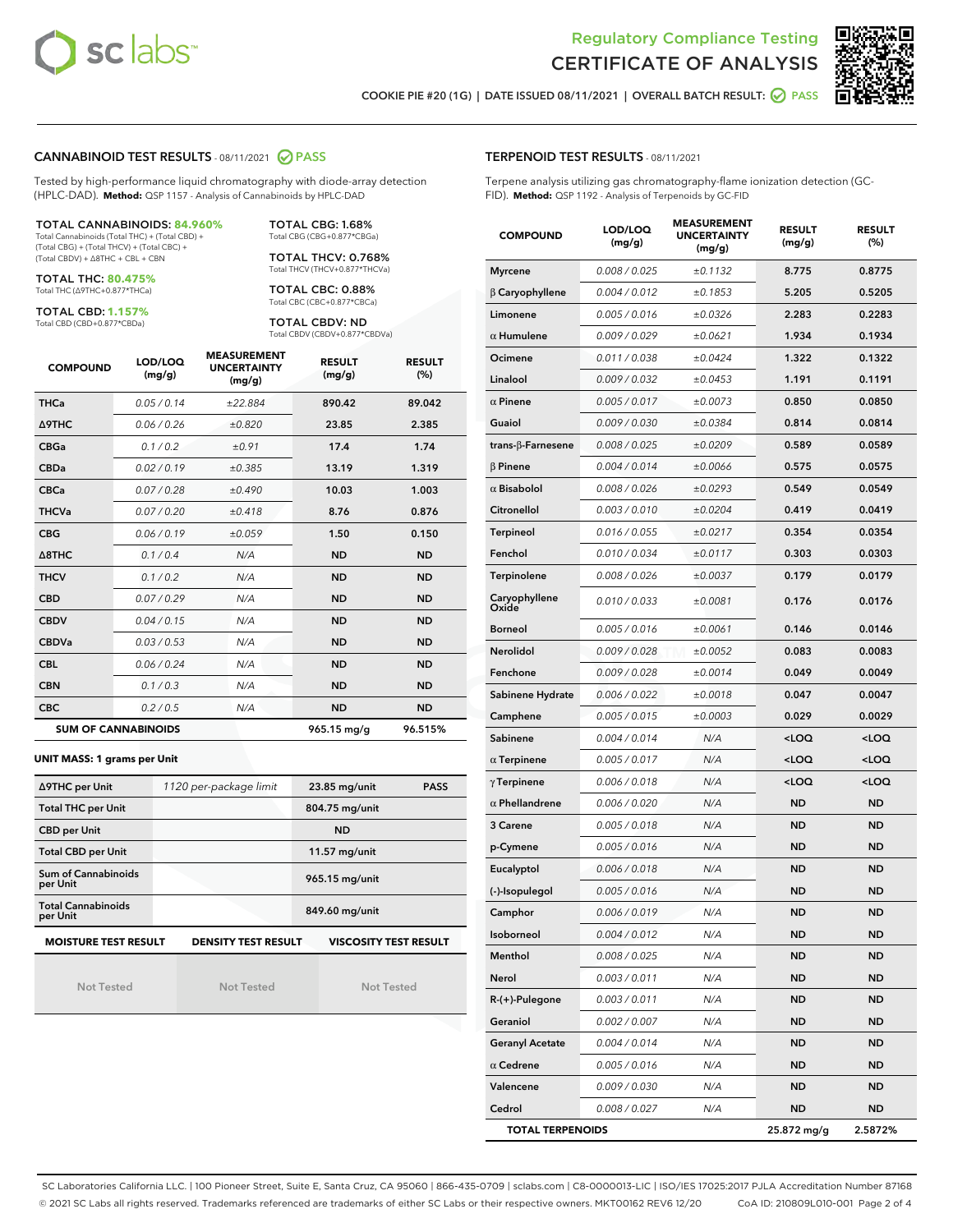Regulatory Compliance Testing

# CERTIFICATE OF ANALYSIS

COOKIE PIE #20 (1G) | DATE ISSUED 08/11/2021 | OVERALL BATCH RESULT: PASS

## CANNABINOID TEST RESULTS - 08/11/2021 PASS

Tested by high-performance liquid chromatography with diode-array detection (HPLC-DAD). **Method:** QSP 1157 - Analysis of Cannabinoids by HPLC-DAD

**TOTAL CANNABINOIDS: 84.960%**
Total Cannabinoids (Total THC) + (Total CBD) + (Total CBG) + (Total THCV) + (Total CBC) + (Total CBDV) + Δ8THC + CBL + CBN

**TOTAL THC: 80.475%**
Total THC (Δ9THC+0.877*THCa)

**TOTAL CBD: 1.157%**
Total CBD (CBD+0.877*CBDa)

**TOTAL CBG: 1.68%**
Total CBG (CBG+0.877*CBGa)

**TOTAL THCV: 0.768%**
Total THCV (THCV+0.877*THCVa)

**TOTAL CBC: 0.88%**
Total CBC (CBC+0.877*CBCa)

**TOTAL CBDV: ND**
Total CBDV (CBDV+0.877*CBDVa)

| COMPOUND | LOD/LOQ (mg/g) | MEASUREMENT UNCERTAINTY (mg/g) | RESULT (mg/g) | RESULT (%) |
|---|---|---|---|---|
| THCa | 0.05 / 0.14 | ±22.884 | 890.42 | 89.042 |
| Δ9THC | 0.06 / 0.26 | ±0.820 | 23.85 | 2.385 |
| CBGa | 0.1 / 0.2 | ±0.91 | 17.4 | 1.74 |
| CBDa | 0.02 / 0.19 | ±0.385 | 13.19 | 1.319 |
| CBCa | 0.07 / 0.28 | ±0.490 | 10.03 | 1.003 |
| THCVa | 0.07 / 0.20 | ±0.418 | 8.76 | 0.876 |
| CBG | 0.06 / 0.19 | ±0.059 | 1.50 | 0.150 |
| Δ8THC | 0.1 / 0.4 | N/A | ND | ND |
| THCV | 0.1 / 0.2 | N/A | ND | ND |
| CBD | 0.07 / 0.29 | N/A | ND | ND |
| CBDV | 0.04 / 0.15 | N/A | ND | ND |
| CBDVa | 0.03 / 0.53 | N/A | ND | ND |
| CBL | 0.06 / 0.24 | N/A | ND | ND |
| CBN | 0.1 / 0.3 | N/A | ND | ND |
| CBC | 0.2 / 0.5 | N/A | ND | ND |
| **SUM OF CANNABINOIDS** | | | 965.15 mg/g | 96.515% |

**UNIT MASS: 1 grams per Unit**

| | | | |
|---|---|---|---|
| Δ9THC per Unit | 1120 per-package limit | 23.85 mg/unit | PASS |
| Total THC per Unit | | 804.75 mg/unit | |
| CBD per Unit | | ND | |
| Total CBD per Unit | | 11.57 mg/unit | |
| Sum of Cannabinoids per Unit | | 965.15 mg/unit | |
| Total Cannabinoids per Unit | | 849.60 mg/unit | |

| MOISTURE TEST RESULT | DENSITY TEST RESULT | VISCOSITY TEST RESULT |
|---|---|---|
| Not Tested | Not Tested | Not Tested |

## TERPENOID TEST RESULTS - 08/11/2021

Terpene analysis utilizing gas chromatography-flame ionization detection (GC-FID). **Method:** QSP 1192 - Analysis of Terpenoids by GC-FID

| COMPOUND | LOD/LOQ (mg/g) | MEASUREMENT UNCERTAINTY (mg/g) | RESULT (mg/g) | RESULT (%) |
|---|---|---|---|---|
| Myrcene | 0.008 / 0.025 | ±0.1132 | 8.775 | 0.8775 |
| β Caryophyllene | 0.004 / 0.012 | ±0.1853 | 5.205 | 0.5205 |
| Limonene | 0.005 / 0.016 | ±0.0326 | 2.283 | 0.2283 |
| α Humulene | 0.009 / 0.029 | ±0.0621 | 1.934 | 0.1934 |
| Ocimene | 0.011 / 0.038 | ±0.0424 | 1.322 | 0.1322 |
| Linalool | 0.009 / 0.032 | ±0.0453 | 1.191 | 0.1191 |
| α Pinene | 0.005 / 0.017 | ±0.0073 | 0.850 | 0.0850 |
| Guaiol | 0.009 / 0.030 | ±0.0384 | 0.814 | 0.0814 |
| trans-β-Farnesene | 0.008 / 0.025 | ±0.0209 | 0.589 | 0.0589 |
| β Pinene | 0.004 / 0.014 | ±0.0066 | 0.575 | 0.0575 |
| α Bisabolol | 0.008 / 0.026 | ±0.0293 | 0.549 | 0.0549 |
| Citronellol | 0.003 / 0.010 | ±0.0204 | 0.419 | 0.0419 |
| Terpineol | 0.016 / 0.055 | ±0.0217 | 0.354 | 0.0354 |
| Fenchol | 0.010 / 0.034 | ±0.0117 | 0.303 | 0.0303 |
| Terpinolene | 0.008 / 0.026 | ±0.0037 | 0.179 | 0.0179 |
| Caryophyllene Oxide | 0.010 / 0.033 | ±0.0081 | 0.176 | 0.0176 |
| Borneol | 0.005 / 0.016 | ±0.0061 | 0.146 | 0.0146 |
| Nerolidol | 0.009 / 0.028 | ±0.0052 | 0.083 | 0.0083 |
| Fenchone | 0.009 / 0.028 | ±0.0014 | 0.049 | 0.0049 |
| Sabinene Hydrate | 0.006 / 0.022 | ±0.0018 | 0.047 | 0.0047 |
| Camphene | 0.005 / 0.015 | ±0.0003 | 0.029 | 0.0029 |
| Sabinene | 0.004 / 0.014 | N/A | <LOQ | <LOQ |
| α Terpinene | 0.005 / 0.017 | N/A | <LOQ | <LOQ |
| γ Terpinene | 0.006 / 0.018 | N/A | <LOQ | <LOQ |
| α Phellandrene | 0.006 / 0.020 | N/A | ND | ND |
| 3 Carene | 0.005 / 0.018 | N/A | ND | ND |
| p-Cymene | 0.005 / 0.016 | N/A | ND | ND |
| Eucalyptol | 0.006 / 0.018 | N/A | ND | ND |
| (-)-Isopulegol | 0.005 / 0.016 | N/A | ND | ND |
| Camphor | 0.006 / 0.019 | N/A | ND | ND |
| Isoborneol | 0.004 / 0.012 | N/A | ND | ND |
| Menthol | 0.008 / 0.025 | N/A | ND | ND |
| Nerol | 0.003 / 0.011 | N/A | ND | ND |
| R-(+)-Pulegone | 0.003 / 0.011 | N/A | ND | ND |
| Geraniol | 0.002 / 0.007 | N/A | ND | ND |
| Geranyl Acetate | 0.004 / 0.014 | N/A | ND | ND |
| α Cedrene | 0.005 / 0.016 | N/A | ND | ND |
| Valencene | 0.009 / 0.030 | N/A | ND | ND |
| Cedrol | 0.008 / 0.027 | N/A | ND | ND |
| **TOTAL TERPENOIDS** | | | 25.872 mg/g | 2.5872% |

SC Laboratories California LLC. | 100 Pioneer Street, Suite E, Santa Cruz, CA 95060 | 866-435-0709 | sclabs.com | C8-0000013-LIC | ISO/IES 17025:2017 PJLA Accreditation Number 87168
© 2021 SC Labs all rights reserved. Trademarks referenced are trademarks of either SC Labs or their respective owners. MKT00162 REV6 12/20 CoA ID: 210809L010-001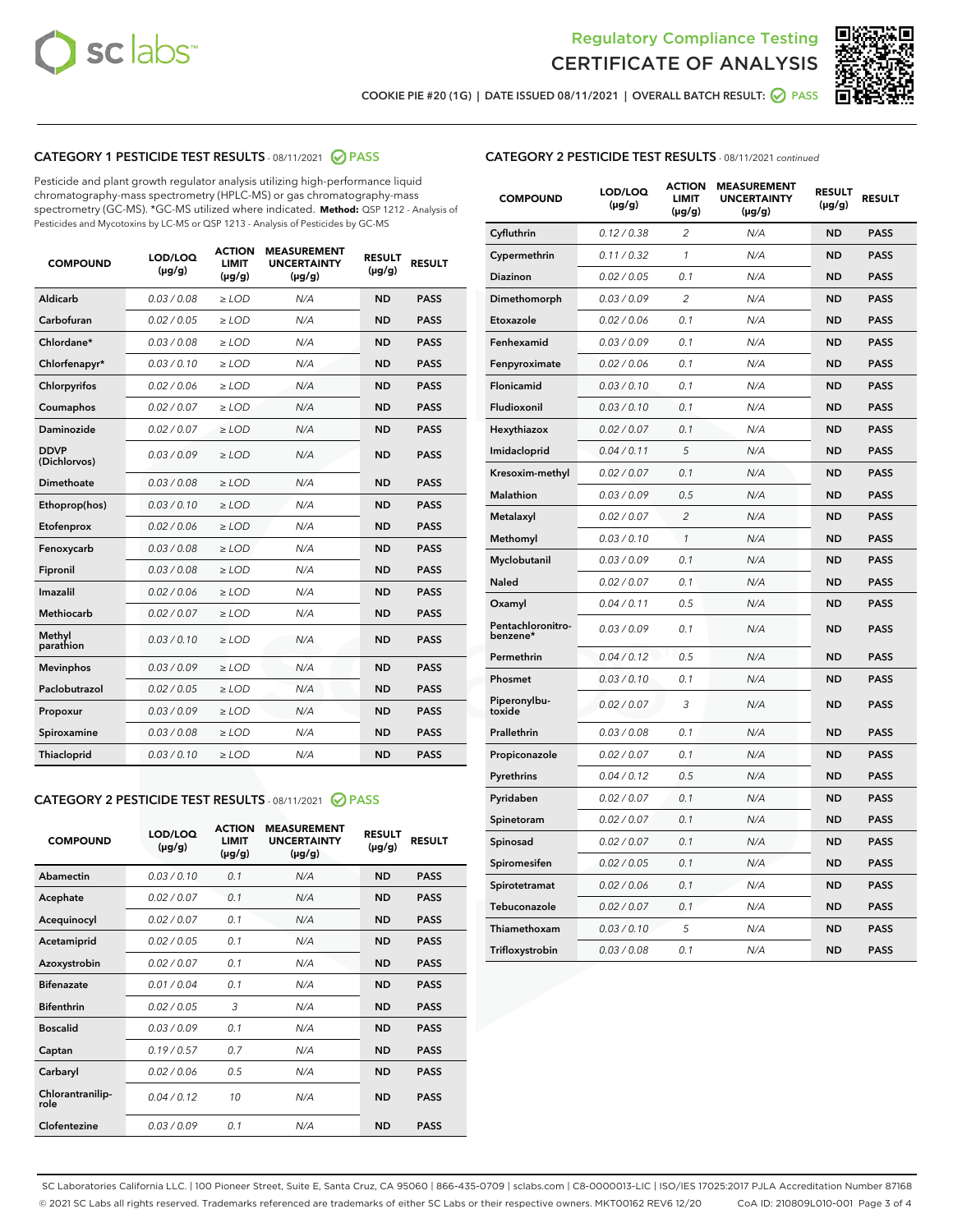Regulatory Compliance Testing
# CERTIFICATE OF ANALYSIS

COOKIE PIE #20 (1G) | DATE ISSUED 08/11/2021 | OVERALL BATCH RESULT: PASS

## CATEGORY 1 PESTICIDE TEST RESULTS - 08/11/2021 PASS

Pesticide and plant growth regulator analysis utilizing high-performance liquid chromatography-mass spectrometry (HPLC-MS) or gas chromatography-mass spectrometry (GC-MS). *GC-MS utilized where indicated. **Method:** QSP 1212 - Analysis of Pesticides and Mycotoxins by LC-MS or QSP 1213 - Analysis of Pesticides by GC-MS

| COMPOUND | LOD/LOQ (µg/g) | ACTION LIMIT (µg/g) | MEASUREMENT UNCERTAINTY (µg/g) | RESULT (µg/g) | RESULT |
|---|---|---|---|---|---|
| Aldicarb | 0.03 / 0.08 | ≥ LOD | N/A | ND | PASS |
| Carbofuran | 0.02 / 0.05 | ≥ LOD | N/A | ND | PASS |
| Chlordane* | 0.03 / 0.08 | ≥ LOD | N/A | ND | PASS |
| Chlorfenapyr* | 0.03 / 0.10 | ≥ LOD | N/A | ND | PASS |
| Chlorpyrifos | 0.02 / 0.06 | ≥ LOD | N/A | ND | PASS |
| Coumaphos | 0.02 / 0.07 | ≥ LOD | N/A | ND | PASS |
| Daminozide | 0.02 / 0.07 | ≥ LOD | N/A | ND | PASS |
| DDVP (Dichlorvos) | 0.03 / 0.09 | ≥ LOD | N/A | ND | PASS |
| Dimethoate | 0.03 / 0.08 | ≥ LOD | N/A | ND | PASS |
| Ethoprop(hos) | 0.03 / 0.10 | ≥ LOD | N/A | ND | PASS |
| Etofenprox | 0.02 / 0.06 | ≥ LOD | N/A | ND | PASS |
| Fenoxycarb | 0.03 / 0.08 | ≥ LOD | N/A | ND | PASS |
| Fipronil | 0.03 / 0.08 | ≥ LOD | N/A | ND | PASS |
| Imazalil | 0.02 / 0.06 | ≥ LOD | N/A | ND | PASS |
| Methiocarb | 0.02 / 0.07 | ≥ LOD | N/A | ND | PASS |
| Methyl parathion | 0.03 / 0.10 | ≥ LOD | N/A | ND | PASS |
| Mevinphos | 0.03 / 0.09 | ≥ LOD | N/A | ND | PASS |
| Paclobutrazol | 0.02 / 0.05 | ≥ LOD | N/A | ND | PASS |
| Propoxur | 0.03 / 0.09 | ≥ LOD | N/A | ND | PASS |
| Spiroxamine | 0.03 / 0.08 | ≥ LOD | N/A | ND | PASS |
| Thiacloprid | 0.03 / 0.10 | ≥ LOD | N/A | ND | PASS |

## CATEGORY 2 PESTICIDE TEST RESULTS - 08/11/2021 PASS

| COMPOUND | LOD/LOQ (µg/g) | ACTION LIMIT (µg/g) | MEASUREMENT UNCERTAINTY (µg/g) | RESULT (µg/g) | RESULT |
|---|---|---|---|---|---|
| Abamectin | 0.03 / 0.10 | 0.1 | N/A | ND | PASS |
| Acephate | 0.02 / 0.07 | 0.1 | N/A | ND | PASS |
| Acequinocyl | 0.02 / 0.07 | 0.1 | N/A | ND | PASS |
| Acetamiprid | 0.02 / 0.05 | 0.1 | N/A | ND | PASS |
| Azoxystrobin | 0.02 / 0.07 | 0.1 | N/A | ND | PASS |
| Bifenazate | 0.01 / 0.04 | 0.1 | N/A | ND | PASS |
| Bifenthrin | 0.02 / 0.05 | 3 | N/A | ND | PASS |
| Boscalid | 0.03 / 0.09 | 0.1 | N/A | ND | PASS |
| Captan | 0.19 / 0.57 | 0.7 | N/A | ND | PASS |
| Carbaryl | 0.02 / 0.06 | 0.5 | N/A | ND | PASS |
| Chlorantraniliprole | 0.04 / 0.12 | 10 | N/A | ND | PASS |
| Clofentezine | 0.03 / 0.09 | 0.1 | N/A | ND | PASS |
| Cyfluthrin | 0.12 / 0.38 | 2 | N/A | ND | PASS |
| Cypermethrin | 0.11 / 0.32 | 1 | N/A | ND | PASS |
| Diazinon | 0.02 / 0.05 | 0.1 | N/A | ND | PASS |
| Dimethomorph | 0.03 / 0.09 | 2 | N/A | ND | PASS |
| Etoxazole | 0.02 / 0.06 | 0.1 | N/A | ND | PASS |
| Fenhexamid | 0.03 / 0.09 | 0.1 | N/A | ND | PASS |
| Fenpyroximate | 0.02 / 0.06 | 0.1 | N/A | ND | PASS |
| Flonicamid | 0.03 / 0.10 | 0.1 | N/A | ND | PASS |
| Fludioxonil | 0.03 / 0.10 | 0.1 | N/A | ND | PASS |
| Hexythiazox | 0.02 / 0.07 | 0.1 | N/A | ND | PASS |
| Imidacloprid | 0.04 / 0.11 | 5 | N/A | ND | PASS |
| Kresoxim-methyl | 0.02 / 0.07 | 0.1 | N/A | ND | PASS |
| Malathion | 0.03 / 0.09 | 0.5 | N/A | ND | PASS |
| Metalaxyl | 0.02 / 0.07 | 2 | N/A | ND | PASS |
| Methomyl | 0.03 / 0.10 | 1 | N/A | ND | PASS |
| Myclobutanil | 0.03 / 0.09 | 0.1 | N/A | ND | PASS |
| Naled | 0.02 / 0.07 | 0.1 | N/A | ND | PASS |
| Oxamyl | 0.04 / 0.11 | 0.5 | N/A | ND | PASS |
| Pentachloronitrobenzene* | 0.03 / 0.09 | 0.1 | N/A | ND | PASS |
| Permethrin | 0.04 / 0.12 | 0.5 | N/A | ND | PASS |
| Phosmet | 0.03 / 0.10 | 0.1 | N/A | ND | PASS |
| Piperonylbutoxide | 0.02 / 0.07 | 3 | N/A | ND | PASS |
| Prallethrin | 0.03 / 0.08 | 0.1 | N/A | ND | PASS |
| Propiconazole | 0.02 / 0.07 | 0.1 | N/A | ND | PASS |
| Pyrethrins | 0.04 / 0.12 | 0.5 | N/A | ND | PASS |
| Pyridaben | 0.02 / 0.07 | 0.1 | N/A | ND | PASS |
| Spinetoram | 0.02 / 0.07 | 0.1 | N/A | ND | PASS |
| Spinosad | 0.02 / 0.07 | 0.1 | N/A | ND | PASS |
| Spiromesifen | 0.02 / 0.05 | 0.1 | N/A | ND | PASS |
| Spirotetramat | 0.02 / 0.06 | 0.1 | N/A | ND | PASS |
| Tebuconazole | 0.02 / 0.07 | 0.1 | N/A | ND | PASS |
| Thiamethoxam | 0.03 / 0.10 | 5 | N/A | ND | PASS |
| Trifloxystrobin | 0.03 / 0.08 | 0.1 | N/A | ND | PASS |

SC Laboratories California LLC. | 100 Pioneer Street, Suite E, Santa Cruz, CA 95060 | 866-435-0709 | sclabs.com | C8-0000013-LIC | ISO/IES 17025:2017 PJLA Accreditation Number 87168
© 2021 SC Labs all rights reserved. Trademarks referenced are trademarks of either SC Labs or their respective owners. MKT00162 REV6 12/20 CoA ID: 210809L010-001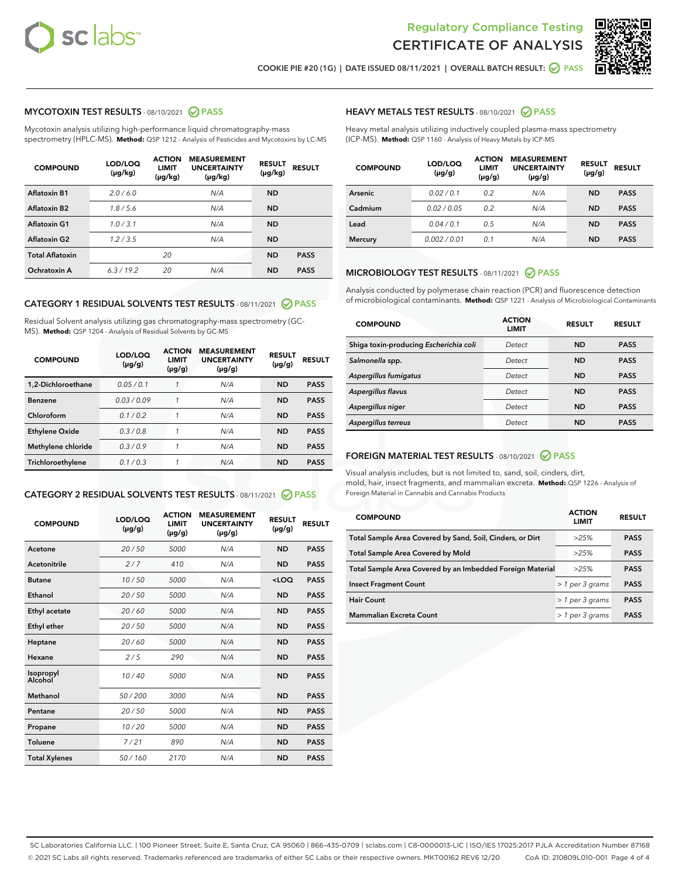Regulatory Compliance Testing

# CERTIFICATE OF ANALYSIS

COOKIE PIE #20 (1G) | DATE ISSUED 08/11/2021 | OVERALL BATCH RESULT: PASS

## MYCOTOXIN TEST RESULTS - 08/10/2021 PASS

Mycotoxin analysis utilizing high-performance liquid chromatography-mass spectrometry (HPLC-MS). **Method:** QSP 1212 - Analysis of Pesticides and Mycotoxins by LC-MS

| COMPOUND | LOD/LOQ (µg/kg) | ACTION LIMIT (µg/kg) | MEASUREMENT UNCERTAINTY (µg/kg) | RESULT (µg/kg) | RESULT |
|---|---|---|---|---|---|
| Aflatoxin B1 | 2.0 / 6.0 | | N/A | ND | |
| Aflatoxin B2 | 1.8 / 5.6 | | N/A | ND | |
| Aflatoxin G1 | 1.0 / 3.1 | | N/A | ND | |
| Aflatoxin G2 | 1.2 / 3.5 | | N/A | ND | |
| Total Aflatoxin | | 20 | | ND | PASS |
| Ochratoxin A | 6.3 / 19.2 | 20 | N/A | ND | PASS |

## CATEGORY 1 RESIDUAL SOLVENTS TEST RESULTS - 08/11/2021 PASS

Residual Solvent analysis utilizing gas chromatography-mass spectrometry (GC-MS). **Method:** QSP 1204 - Analysis of Residual Solvents by GC-MS

| COMPOUND | LOD/LOQ (µg/g) | ACTION LIMIT (µg/g) | MEASUREMENT UNCERTAINTY (µg/g) | RESULT (µg/g) | RESULT |
|---|---|---|---|---|---|
| 1,2-Dichloroethane | 0.05 / 0.1 | 1 | N/A | ND | PASS |
| Benzene | 0.03 / 0.09 | 1 | N/A | ND | PASS |
| Chloroform | 0.1 / 0.2 | 1 | N/A | ND | PASS |
| Ethylene Oxide | 0.3 / 0.8 | 1 | N/A | ND | PASS |
| Methylene chloride | 0.3 / 0.9 | 1 | N/A | ND | PASS |
| Trichloroethylene | 0.1 / 0.3 | 1 | N/A | ND | PASS |

## CATEGORY 2 RESIDUAL SOLVENTS TEST RESULTS - 08/11/2021 PASS

| COMPOUND | LOD/LOQ (µg/g) | ACTION LIMIT (µg/g) | MEASUREMENT UNCERTAINTY (µg/g) | RESULT (µg/g) | RESULT |
|---|---|---|---|---|---|
| Acetone | 20 / 50 | 5000 | N/A | ND | PASS |
| Acetonitrile | 2 / 7 | 410 | N/A | ND | PASS |
| Butane | 10 / 50 | 5000 | N/A | <LOQ | PASS |
| Ethanol | 20 / 50 | 5000 | N/A | ND | PASS |
| Ethyl acetate | 20 / 60 | 5000 | N/A | ND | PASS |
| Ethyl ether | 20 / 50 | 5000 | N/A | ND | PASS |
| Heptane | 20 / 60 | 5000 | N/A | ND | PASS |
| Hexane | 2 / 5 | 290 | N/A | ND | PASS |
| Isopropyl Alcohol | 10 / 40 | 5000 | N/A | ND | PASS |
| Methanol | 50 / 200 | 3000 | N/A | ND | PASS |
| Pentane | 20 / 50 | 5000 | N/A | ND | PASS |
| Propane | 10 / 20 | 5000 | N/A | ND | PASS |
| Toluene | 7 / 21 | 890 | N/A | ND | PASS |
| Total Xylenes | 50 / 160 | 2170 | N/A | ND | PASS |

## HEAVY METALS TEST RESULTS - 08/10/2021 PASS

Heavy metal analysis utilizing inductively coupled plasma-mass spectrometry (ICP-MS). **Method:** QSP 1160 - Analysis of Heavy Metals by ICP-MS

| COMPOUND | LOD/LOQ (µg/g) | ACTION LIMIT (µg/g) | MEASUREMENT UNCERTAINTY (µg/g) | RESULT (µg/g) | RESULT |
|---|---|---|---|---|---|
| Arsenic | 0.02 / 0.1 | 0.2 | N/A | ND | PASS |
| Cadmium | 0.02 / 0.05 | 0.2 | N/A | ND | PASS |
| Lead | 0.04 / 0.1 | 0.5 | N/A | ND | PASS |
| Mercury | 0.002 / 0.01 | 0.1 | N/A | ND | PASS |

## MICROBIOLOGY TEST RESULTS - 08/11/2021 PASS

Analysis conducted by polymerase chain reaction (PCR) and fluorescence detection of microbiological contaminants. **Method:** QSP 1221 - Analysis of Microbiological Contaminants

| COMPOUND | ACTION LIMIT | RESULT | RESULT |
|---|---|---|---|
| Shiga toxin-producing *Escherichia coli* | Detect | ND | PASS |
| *Salmonella* spp. | Detect | ND | PASS |
| *Aspergillus fumigatus* | Detect | ND | PASS |
| *Aspergillus flavus* | Detect | ND | PASS |
| *Aspergillus niger* | Detect | ND | PASS |
| *Aspergillus terreus* | Detect | ND | PASS |

## FOREIGN MATERIAL TEST RESULTS - 08/10/2021 PASS

Visual analysis includes, but is not limited to, sand, soil, cinders, dirt, mold, hair, insect fragments, and mammalian excreta. **Method:** QSP 1226 - Analysis of Foreign Material in Cannabis and Cannabis Products

| COMPOUND | ACTION LIMIT | RESULT |
|---|---|---|
| Total Sample Area Covered by Sand, Soil, Cinders, or Dirt | >25% | PASS |
| Total Sample Area Covered by Mold | >25% | PASS |
| Total Sample Area Covered by an Imbedded Foreign Material | >25% | PASS |
| Insect Fragment Count | > 1 per 3 grams | PASS |
| Hair Count | > 1 per 3 grams | PASS |
| Mammalian Excreta Count | > 1 per 3 grams | PASS |

SC Laboratories California LLC. | 100 Pioneer Street, Suite E, Santa Cruz, CA 95060 | 866-435-0709 | sclabs.com | C8-0000013-LIC | ISO/IES 17025:2017 PJLA Accreditation Number 87168
© 2021 SC Labs all rights reserved. Trademarks referenced are trademarks of either SC Labs or their respective owners. MKT00162 REV6 12/20 CoA ID: 210809L010-001